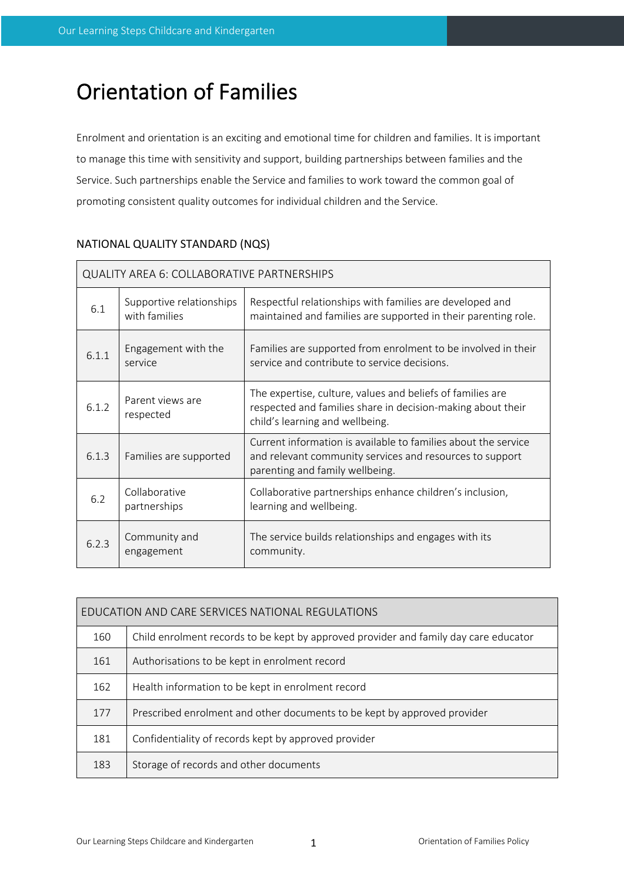# Orientation of Families

Enrolment and orientation is an exciting and emotional time for children and families. It is important to manage this time with sensitivity and support, building partnerships between families and the Service. Such partnerships enable the Service and families to work toward the common goal of promoting consistent quality outcomes for individual children and the Service.

## NATIONAL QUALITY STANDARD (NQS)

| QUALITY AREA 6: COLLABORATIVE PARTNERSHIPS | | |
|---|---|---|
| 6.1 | Supportive relationships with families | Respectful relationships with families are developed and maintained and families are supported in their parenting role. |
| 6.1.1 | Engagement with the service | Families are supported from enrolment to be involved in their service and contribute to service decisions. |
| 6.1.2 | Parent views are respected | The expertise, culture, values and beliefs of families are respected and families share in decision-making about their child's learning and wellbeing. |
| 6.1.3 | Families are supported | Current information is available to families about the service and relevant community services and resources to support parenting and family wellbeing. |
| 6.2 | Collaborative partnerships | Collaborative partnerships enhance children's inclusion, learning and wellbeing. |
| 6.2.3 | Community and engagement | The service builds relationships and engages with its community. |

| EDUCATION AND CARE SERVICES NATIONAL REGULATIONS | |
|---|---|
| 160 | Child enrolment records to be kept by approved provider and family day care educator |
| 161 | Authorisations to be kept in enrolment record |
| 162 | Health information to be kept in enrolment record |
| 177 | Prescribed enrolment and other documents to be kept by approved provider |
| 181 | Confidentiality of records kept by approved provider |
| 183 | Storage of records and other documents |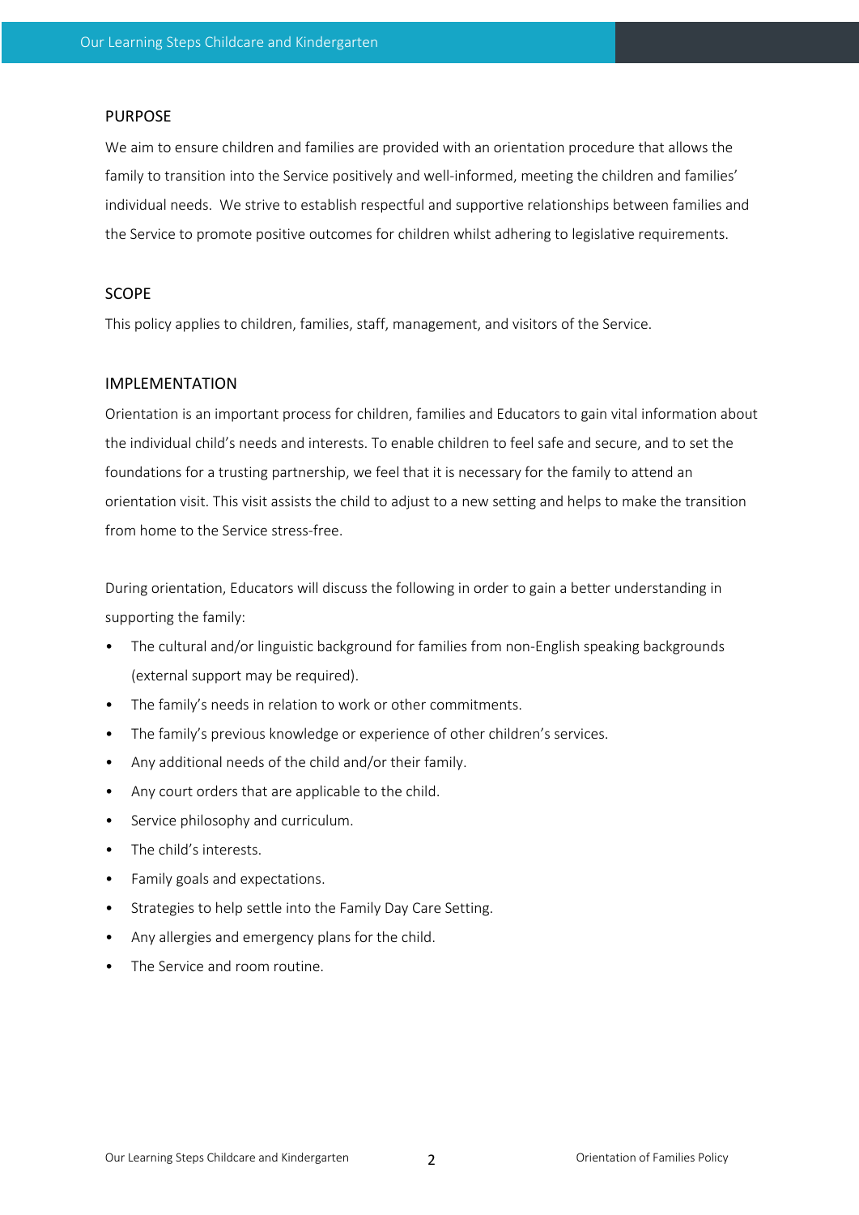## PURPOSE

We aim to ensure children and families are provided with an orientation procedure that allows the family to transition into the Service positively and well-informed, meeting the children and families' individual needs. We strive to establish respectful and supportive relationships between families and the Service to promote positive outcomes for children whilst adhering to legislative requirements.

## SCOPE

This policy applies to children, families, staff, management, and visitors of the Service.

## IMPLEMENTATION

Orientation is an important process for children, families and Educators to gain vital information about the individual child's needs and interests. To enable children to feel safe and secure, and to set the foundations for a trusting partnership, we feel that it is necessary for the family to attend an orientation visit. This visit assists the child to adjust to a new setting and helps to make the transition from home to the Service stress-free.

During orientation, Educators will discuss the following in order to gain a better understanding in supporting the family:

- The cultural and/or linguistic background for families from non-English speaking backgrounds (external support may be required).
- The family's needs in relation to work or other commitments.
- The family's previous knowledge or experience of other children's services.
- Any additional needs of the child and/or their family.
- Any court orders that are applicable to the child.
- Service philosophy and curriculum.
- The child's interests.
- Family goals and expectations.
- Strategies to help settle into the Family Day Care Setting.
- Any allergies and emergency plans for the child.
- The Service and room routine.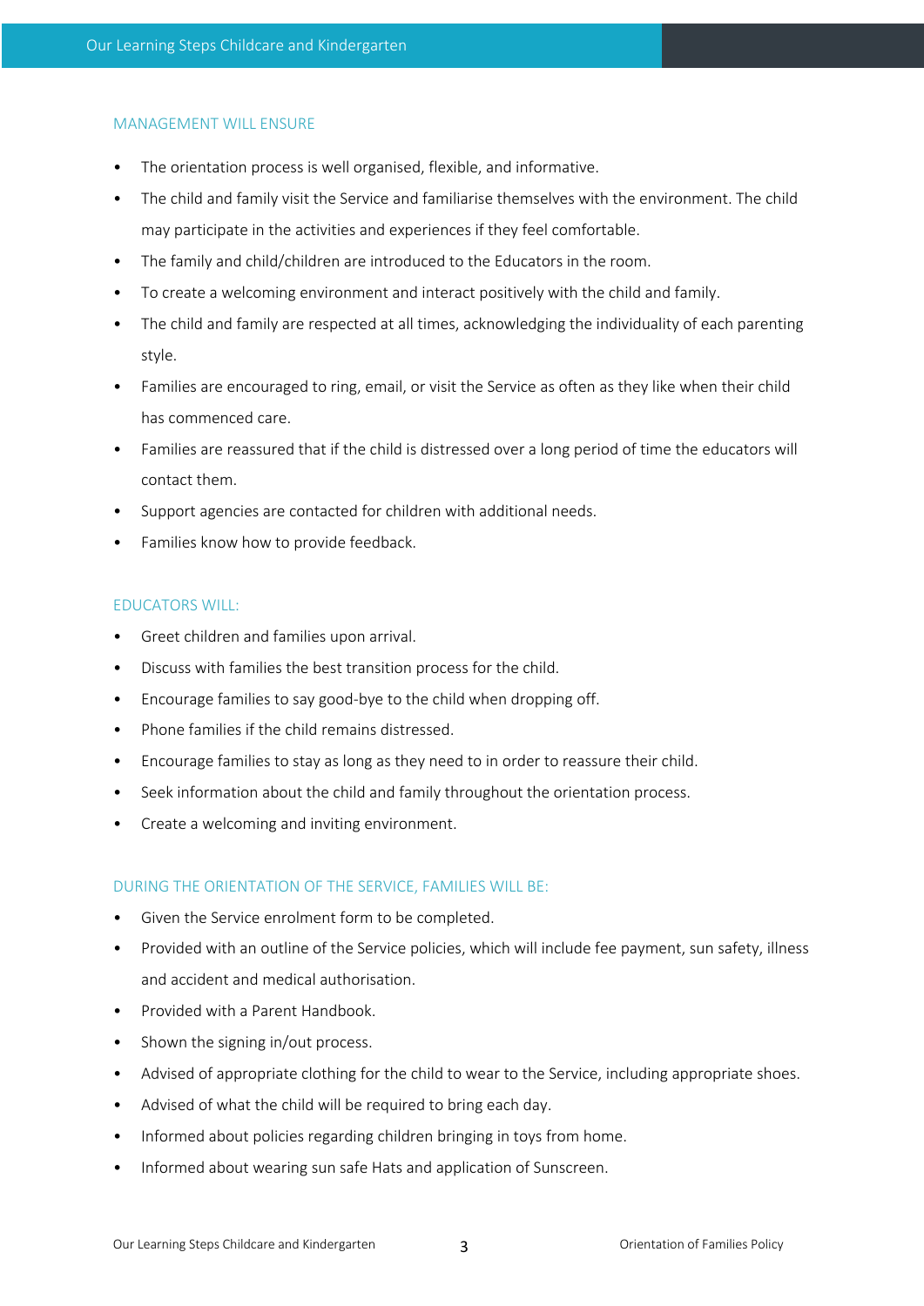## MANAGEMENT WILL ENSURE

- The orientation process is well organised, flexible, and informative.
- The child and family visit the Service and familiarise themselves with the environment. The child may participate in the activities and experiences if they feel comfortable.
- The family and child/children are introduced to the Educators in the room.
- To create a welcoming environment and interact positively with the child and family.
- The child and family are respected at all times, acknowledging the individuality of each parenting style.
- Families are encouraged to ring, email, or visit the Service as often as they like when their child has commenced care.
- Families are reassured that if the child is distressed over a long period of time the educators will contact them.
- Support agencies are contacted for children with additional needs.
- Families know how to provide feedback.

## EDUCATORS WILL:

- Greet children and families upon arrival.
- Discuss with families the best transition process for the child.
- Encourage families to say good-bye to the child when dropping off.
- Phone families if the child remains distressed.
- Encourage families to stay as long as they need to in order to reassure their child.
- Seek information about the child and family throughout the orientation process.
- Create a welcoming and inviting environment.

## DURING THE ORIENTATION OF THE SERVICE, FAMILIES WILL BE:

- Given the Service enrolment form to be completed.
- Provided with an outline of the Service policies, which will include fee payment, sun safety, illness and accident and medical authorisation.
- Provided with a Parent Handbook.
- Shown the signing in/out process.
- Advised of appropriate clothing for the child to wear to the Service, including appropriate shoes.
- Advised of what the child will be required to bring each day.
- Informed about policies regarding children bringing in toys from home.
- Informed about wearing sun safe Hats and application of Sunscreen.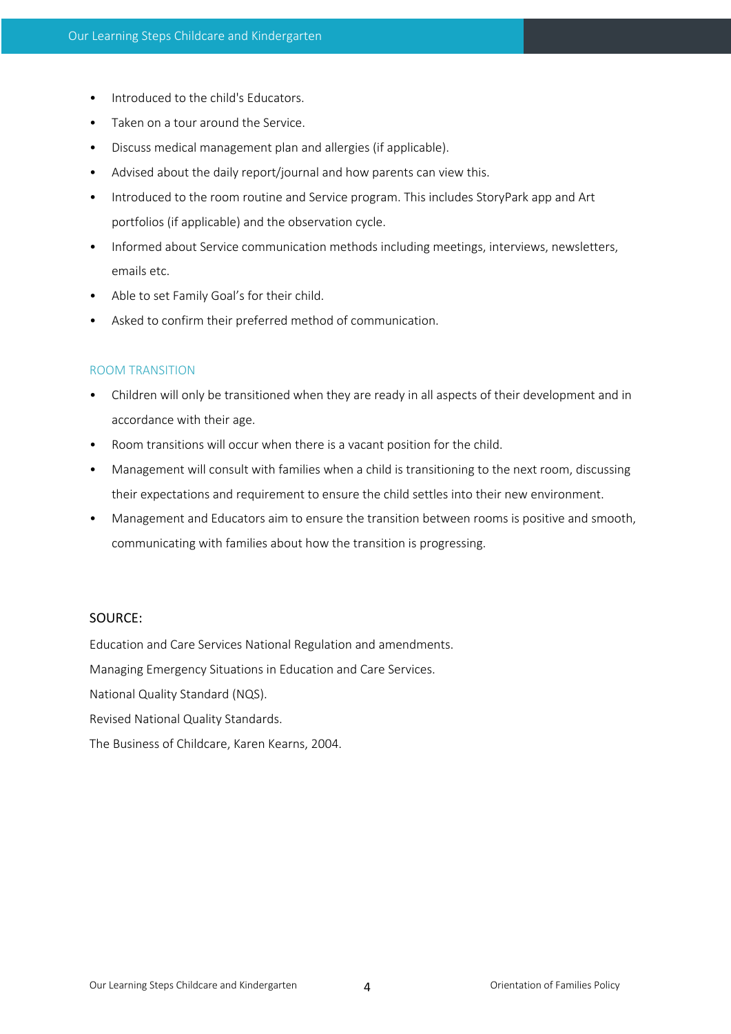- Introduced to the child's Educators.
- Taken on a tour around the Service.
- Discuss medical management plan and allergies (if applicable).
- Advised about the daily report/journal and how parents can view this.
- Introduced to the room routine and Service program. This includes StoryPark app and Art portfolios (if applicable) and the observation cycle.
- Informed about Service communication methods including meetings, interviews, newsletters, emails etc.
- Able to set Family Goal's for their child.
- Asked to confirm their preferred method of communication.

## ROOM TRANSITION

- Children will only be transitioned when they are ready in all aspects of their development and in accordance with their age.
- Room transitions will occur when there is a vacant position for the child.
- Management will consult with families when a child is transitioning to the next room, discussing their expectations and requirement to ensure the child settles into their new environment.
- Management and Educators aim to ensure the transition between rooms is positive and smooth, communicating with families about how the transition is progressing.

## SOURCE:

Education and Care Services National Regulation and amendments.

Managing Emergency Situations in Education and Care Services.

National Quality Standard (NQS).

Revised National Quality Standards.

The Business of Childcare, Karen Kearns, 2004.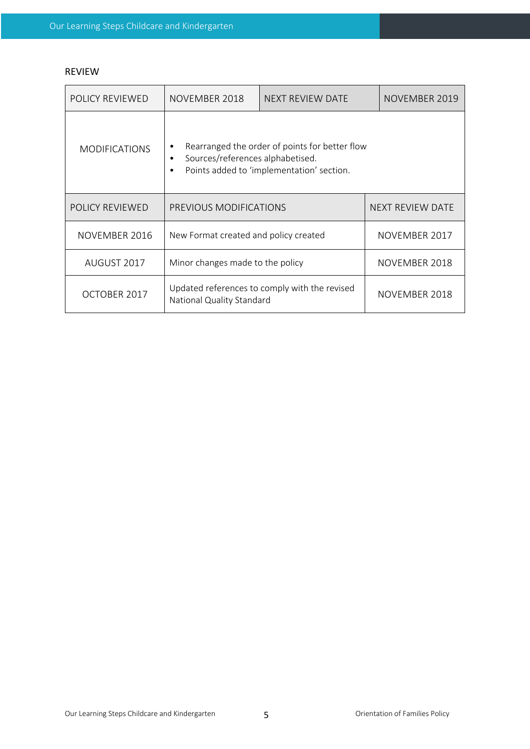REVIEW

| POLICY REVIEWED | NOVEMBER 2018 | NEXT REVIEW DATE | NOVEMBER 2019 |
|---|---|---|---|
| MODIFICATIONS | • Rearranged the order of points for better flow<br>• Sources/references alphabetised.<br>• Points added to 'implementation' section. | | |
| POLICY REVIEWED | PREVIOUS MODIFICATIONS | | NEXT REVIEW DATE |
| NOVEMBER 2016 | New Format created and policy created | | NOVEMBER 2017 |
| AUGUST 2017 | Minor changes made to the policy | | NOVEMBER 2018 |
| OCTOBER 2017 | Updated references to comply with the revised National Quality Standard | | NOVEMBER 2018 |